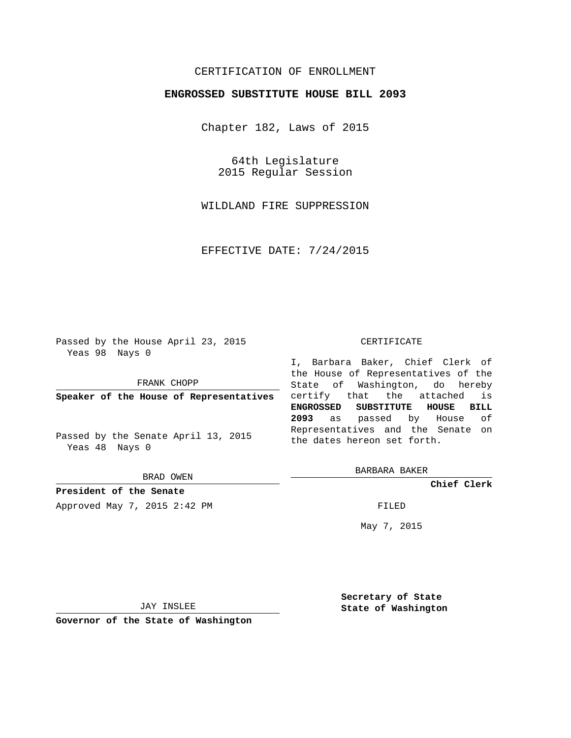CERTIFICATION OF ENROLLMENT

**ENGROSSED SUBSTITUTE HOUSE BILL 2093**

Chapter 182, Laws of 2015

64th Legislature
2015 Regular Session

WILDLAND FIRE SUPPRESSION

EFFECTIVE DATE: 7/24/2015

Passed by the House April 23, 2015
Yeas 98 Nays 0

FRANK CHOPP

**Speaker of the House of Representatives**

Passed by the Senate April 13, 2015
Yeas 48 Nays 0

BRAD OWEN

**President of the Senate**

Approved May 7, 2015 2:42 PM

JAY INSLEE

**Governor of the State of Washington**

CERTIFICATE

I, Barbara Baker, Chief Clerk of the House of Representatives of the State of Washington, do hereby certify that the attached is **ENGROSSED SUBSTITUTE HOUSE BILL 2093** as passed by House of Representatives and the Senate on the dates hereon set forth.

BARBARA BAKER

**Chief Clerk**

FILED

May 7, 2015

**Secretary of State**
**State of Washington**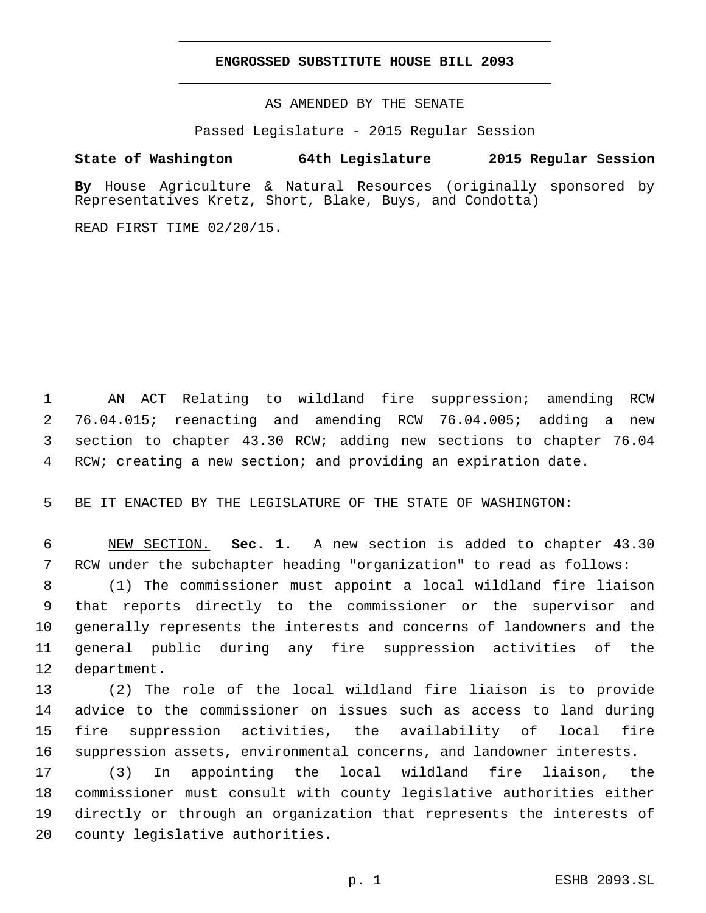# ENGROSSED SUBSTITUTE HOUSE BILL 2093

AS AMENDED BY THE SENATE

Passed Legislature - 2015 Regular Session

**State of Washington 64th Legislature 2015 Regular Session**

**By** House Agriculture & Natural Resources (originally sponsored by Representatives Kretz, Short, Blake, Buys, and Condotta)

READ FIRST TIME 02/20/15.

AN ACT Relating to wildland fire suppression; amending RCW 76.04.015; reenacting and amending RCW 76.04.005; adding a new section to chapter 43.30 RCW; adding new sections to chapter 76.04 RCW; creating a new section; and providing an expiration date.

BE IT ENACTED BY THE LEGISLATURE OF THE STATE OF WASHINGTON:

NEW SECTION. **Sec. 1.** A new section is added to chapter 43.30 RCW under the subchapter heading "organization" to read as follows:

(1) The commissioner must appoint a local wildland fire liaison that reports directly to the commissioner or the supervisor and generally represents the interests and concerns of landowners and the general public during any fire suppression activities of the department.

(2) The role of the local wildland fire liaison is to provide advice to the commissioner on issues such as access to land during fire suppression activities, the availability of local fire suppression assets, environmental concerns, and landowner interests.

(3) In appointing the local wildland fire liaison, the commissioner must consult with county legislative authorities either directly or through an organization that represents the interests of county legislative authorities.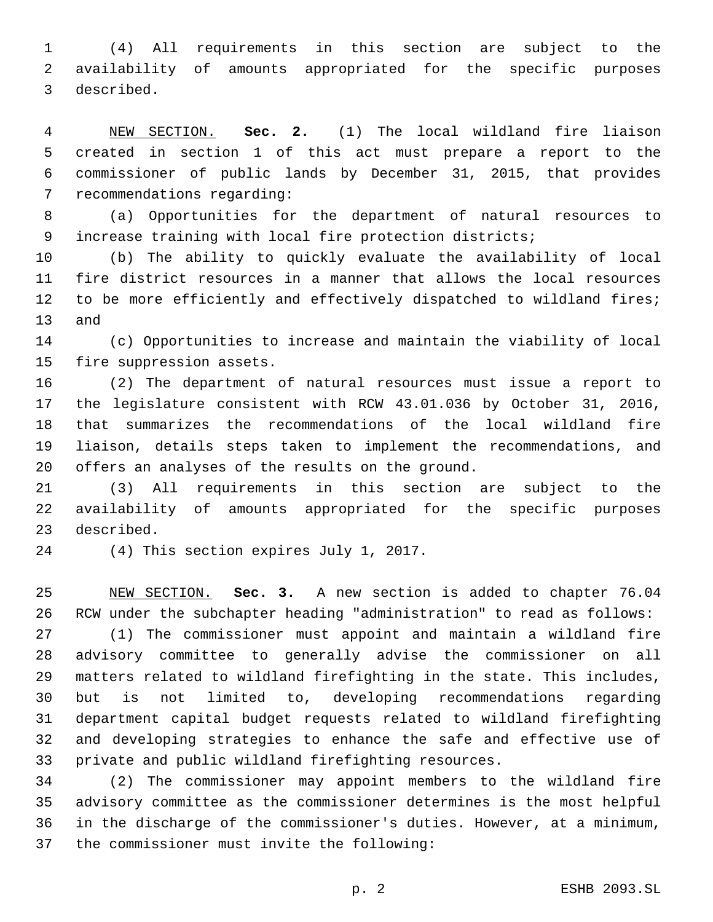(4) All requirements in this section are subject to the availability of amounts appropriated for the specific purposes described.

NEW SECTION. **Sec. 2.** (1) The local wildland fire liaison created in section 1 of this act must prepare a report to the commissioner of public lands by December 31, 2015, that provides recommendations regarding:

(a) Opportunities for the department of natural resources to increase training with local fire protection districts;

(b) The ability to quickly evaluate the availability of local fire district resources in a manner that allows the local resources to be more efficiently and effectively dispatched to wildland fires; and

(c) Opportunities to increase and maintain the viability of local fire suppression assets.

(2) The department of natural resources must issue a report to the legislature consistent with RCW 43.01.036 by October 31, 2016, that summarizes the recommendations of the local wildland fire liaison, details steps taken to implement the recommendations, and offers an analyses of the results on the ground.

(3) All requirements in this section are subject to the availability of amounts appropriated for the specific purposes described.

(4) This section expires July 1, 2017.

NEW SECTION. **Sec. 3.** A new section is added to chapter 76.04 RCW under the subchapter heading "administration" to read as follows:

(1) The commissioner must appoint and maintain a wildland fire advisory committee to generally advise the commissioner on all matters related to wildland firefighting in the state. This includes, but is not limited to, developing recommendations regarding department capital budget requests related to wildland firefighting and developing strategies to enhance the safe and effective use of private and public wildland firefighting resources.

(2) The commissioner may appoint members to the wildland fire advisory committee as the commissioner determines is the most helpful in the discharge of the commissioner's duties. However, at a minimum, the commissioner must invite the following: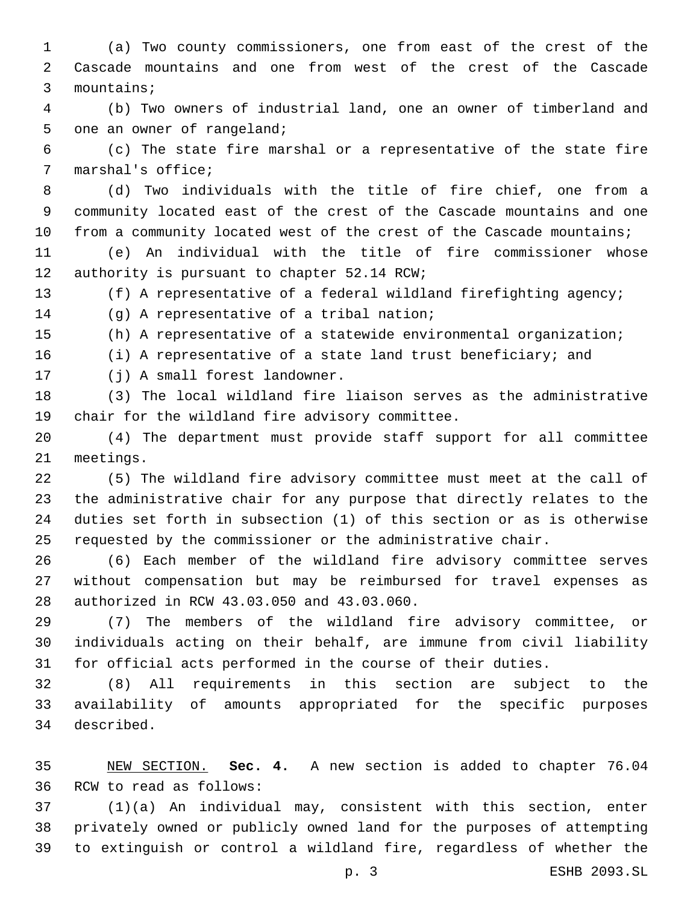(a) Two county commissioners, one from east of the crest of the Cascade mountains and one from west of the crest of the Cascade mountains;

(b) Two owners of industrial land, one an owner of timberland and one an owner of rangeland;

(c) The state fire marshal or a representative of the state fire marshal's office;

(d) Two individuals with the title of fire chief, one from a community located east of the crest of the Cascade mountains and one from a community located west of the crest of the Cascade mountains;

(e) An individual with the title of fire commissioner whose authority is pursuant to chapter 52.14 RCW;

(f) A representative of a federal wildland firefighting agency;

(g) A representative of a tribal nation;

(h) A representative of a statewide environmental organization;

(i) A representative of a state land trust beneficiary; and

(j) A small forest landowner.

(3) The local wildland fire liaison serves as the administrative chair for the wildland fire advisory committee.

(4) The department must provide staff support for all committee meetings.

(5) The wildland fire advisory committee must meet at the call of the administrative chair for any purpose that directly relates to the duties set forth in subsection (1) of this section or as is otherwise requested by the commissioner or the administrative chair.

(6) Each member of the wildland fire advisory committee serves without compensation but may be reimbursed for travel expenses as authorized in RCW 43.03.050 and 43.03.060.

(7) The members of the wildland fire advisory committee, or individuals acting on their behalf, are immune from civil liability for official acts performed in the course of their duties.

(8) All requirements in this section are subject to the availability of amounts appropriated for the specific purposes described.

NEW SECTION. **Sec. 4.** A new section is added to chapter 76.04 RCW to read as follows:

(1)(a) An individual may, consistent with this section, enter privately owned or publicly owned land for the purposes of attempting to extinguish or control a wildland fire, regardless of whether the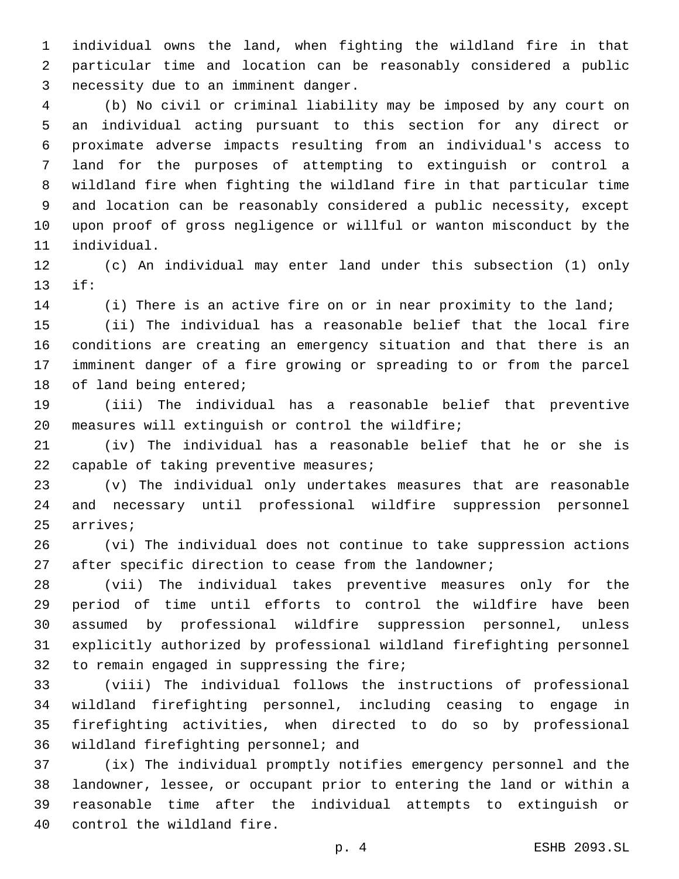individual owns the land, when fighting the wildland fire in that particular time and location can be reasonably considered a public necessity due to an imminent danger.

(b) No civil or criminal liability may be imposed by any court on an individual acting pursuant to this section for any direct or proximate adverse impacts resulting from an individual's access to land for the purposes of attempting to extinguish or control a wildland fire when fighting the wildland fire in that particular time and location can be reasonably considered a public necessity, except upon proof of gross negligence or willful or wanton misconduct by the individual.

(c) An individual may enter land under this subsection (1) only if:

(i) There is an active fire on or in near proximity to the land;

(ii) The individual has a reasonable belief that the local fire conditions are creating an emergency situation and that there is an imminent danger of a fire growing or spreading to or from the parcel of land being entered;

(iii) The individual has a reasonable belief that preventive measures will extinguish or control the wildfire;

(iv) The individual has a reasonable belief that he or she is capable of taking preventive measures;

(v) The individual only undertakes measures that are reasonable and necessary until professional wildfire suppression personnel arrives;

(vi) The individual does not continue to take suppression actions after specific direction to cease from the landowner;

(vii) The individual takes preventive measures only for the period of time until efforts to control the wildfire have been assumed by professional wildfire suppression personnel, unless explicitly authorized by professional wildland firefighting personnel to remain engaged in suppressing the fire;

(viii) The individual follows the instructions of professional wildland firefighting personnel, including ceasing to engage in firefighting activities, when directed to do so by professional wildland firefighting personnel; and

(ix) The individual promptly notifies emergency personnel and the landowner, lessee, or occupant prior to entering the land or within a reasonable time after the individual attempts to extinguish or control the wildland fire.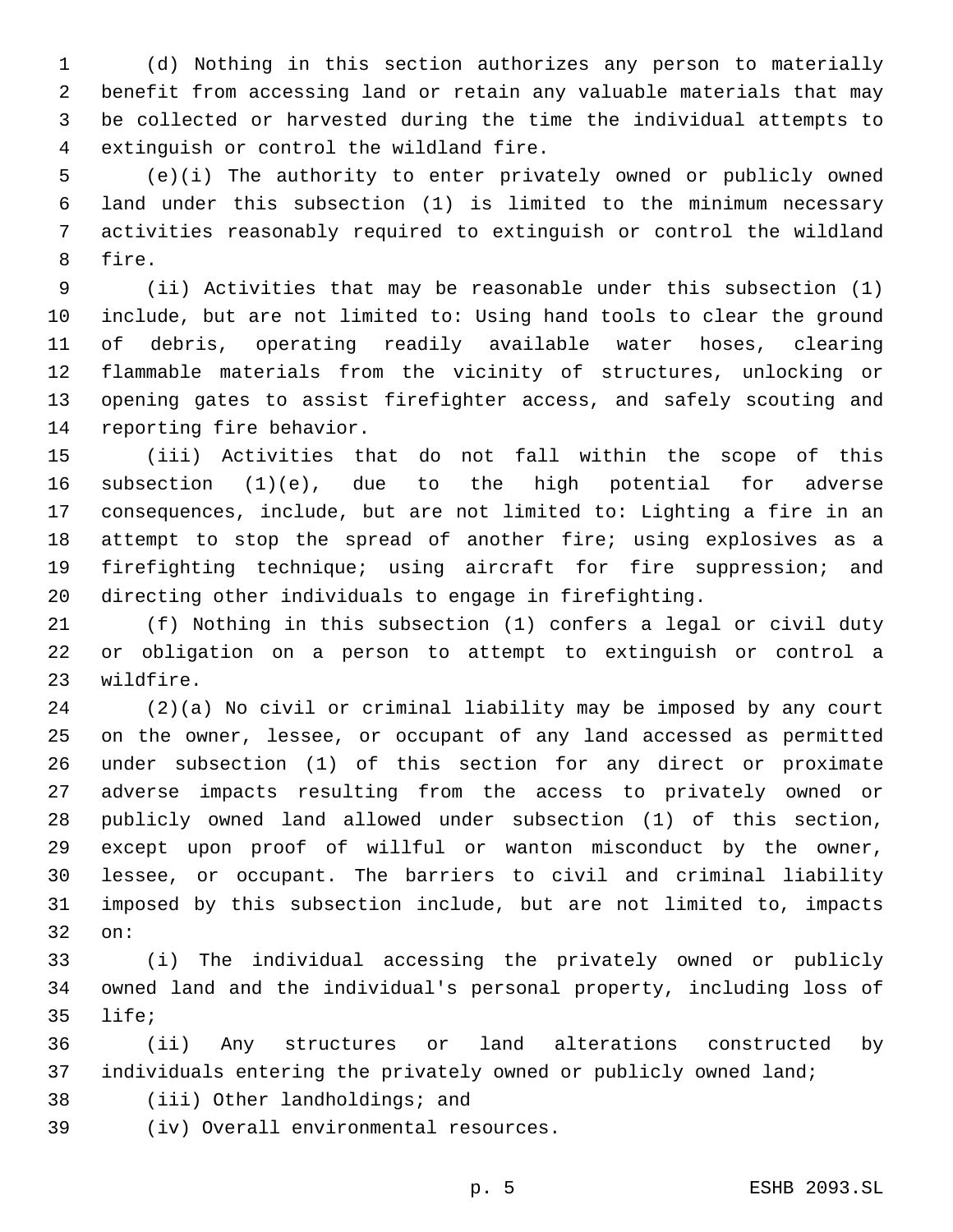(d) Nothing in this section authorizes any person to materially benefit from accessing land or retain any valuable materials that may be collected or harvested during the time the individual attempts to extinguish or control the wildland fire.

(e)(i) The authority to enter privately owned or publicly owned land under this subsection (1) is limited to the minimum necessary activities reasonably required to extinguish or control the wildland fire.

(ii) Activities that may be reasonable under this subsection (1) include, but are not limited to: Using hand tools to clear the ground of debris, operating readily available water hoses, clearing flammable materials from the vicinity of structures, unlocking or opening gates to assist firefighter access, and safely scouting and reporting fire behavior.

(iii) Activities that do not fall within the scope of this subsection (1)(e), due to the high potential for adverse consequences, include, but are not limited to: Lighting a fire in an attempt to stop the spread of another fire; using explosives as a firefighting technique; using aircraft for fire suppression; and directing other individuals to engage in firefighting.

(f) Nothing in this subsection (1) confers a legal or civil duty or obligation on a person to attempt to extinguish or control a wildfire.

(2)(a) No civil or criminal liability may be imposed by any court on the owner, lessee, or occupant of any land accessed as permitted under subsection (1) of this section for any direct or proximate adverse impacts resulting from the access to privately owned or publicly owned land allowed under subsection (1) of this section, except upon proof of willful or wanton misconduct by the owner, lessee, or occupant. The barriers to civil and criminal liability imposed by this subsection include, but are not limited to, impacts on:

(i) The individual accessing the privately owned or publicly owned land and the individual's personal property, including loss of life;

(ii) Any structures or land alterations constructed by individuals entering the privately owned or publicly owned land;

(iii) Other landholdings; and

(iv) Overall environmental resources.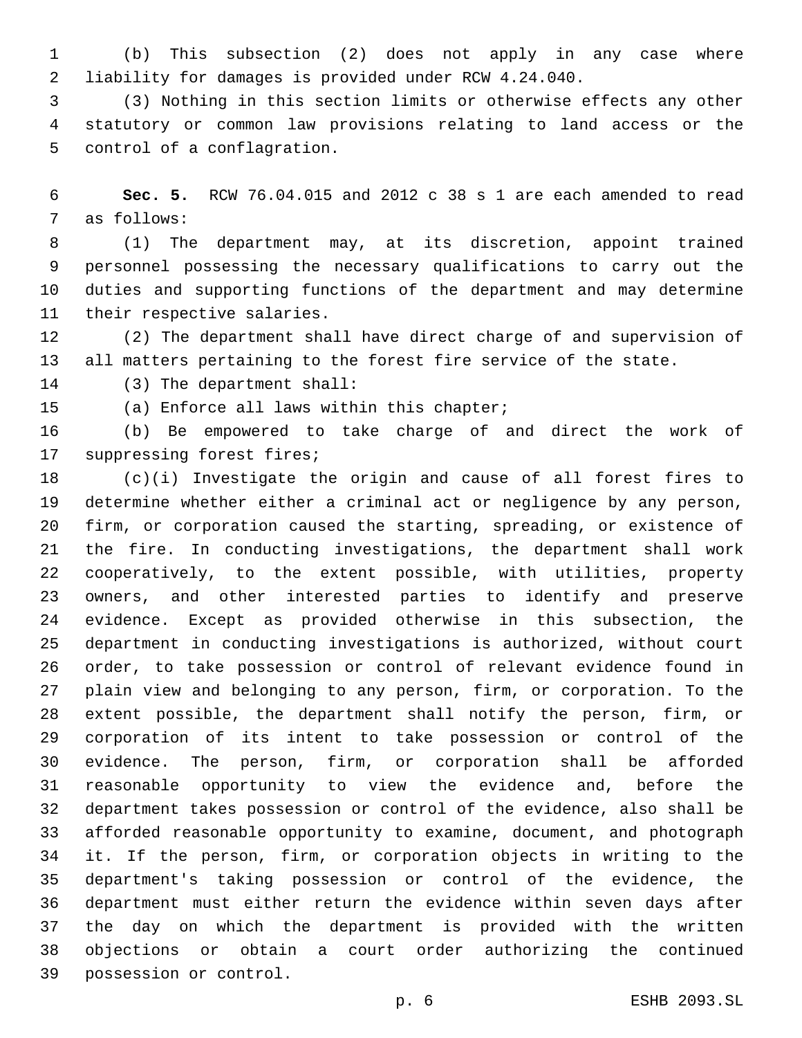(b) This subsection (2) does not apply in any case where liability for damages is provided under RCW 4.24.040.

(3) Nothing in this section limits or otherwise effects any other statutory or common law provisions relating to land access or the control of a conflagration.

**Sec. 5.** RCW 76.04.015 and 2012 c 38 s 1 are each amended to read as follows:

(1) The department may, at its discretion, appoint trained personnel possessing the necessary qualifications to carry out the duties and supporting functions of the department and may determine their respective salaries.

(2) The department shall have direct charge of and supervision of all matters pertaining to the forest fire service of the state.

(3) The department shall:

(a) Enforce all laws within this chapter;

(b) Be empowered to take charge of and direct the work of suppressing forest fires;

(c)(i) Investigate the origin and cause of all forest fires to determine whether either a criminal act or negligence by any person, firm, or corporation caused the starting, spreading, or existence of the fire. In conducting investigations, the department shall work cooperatively, to the extent possible, with utilities, property owners, and other interested parties to identify and preserve evidence. Except as provided otherwise in this subsection, the department in conducting investigations is authorized, without court order, to take possession or control of relevant evidence found in plain view and belonging to any person, firm, or corporation. To the extent possible, the department shall notify the person, firm, or corporation of its intent to take possession or control of the evidence. The person, firm, or corporation shall be afforded reasonable opportunity to view the evidence and, before the department takes possession or control of the evidence, also shall be afforded reasonable opportunity to examine, document, and photograph it. If the person, firm, or corporation objects in writing to the department's taking possession or control of the evidence, the department must either return the evidence within seven days after the day on which the department is provided with the written objections or obtain a court order authorizing the continued possession or control.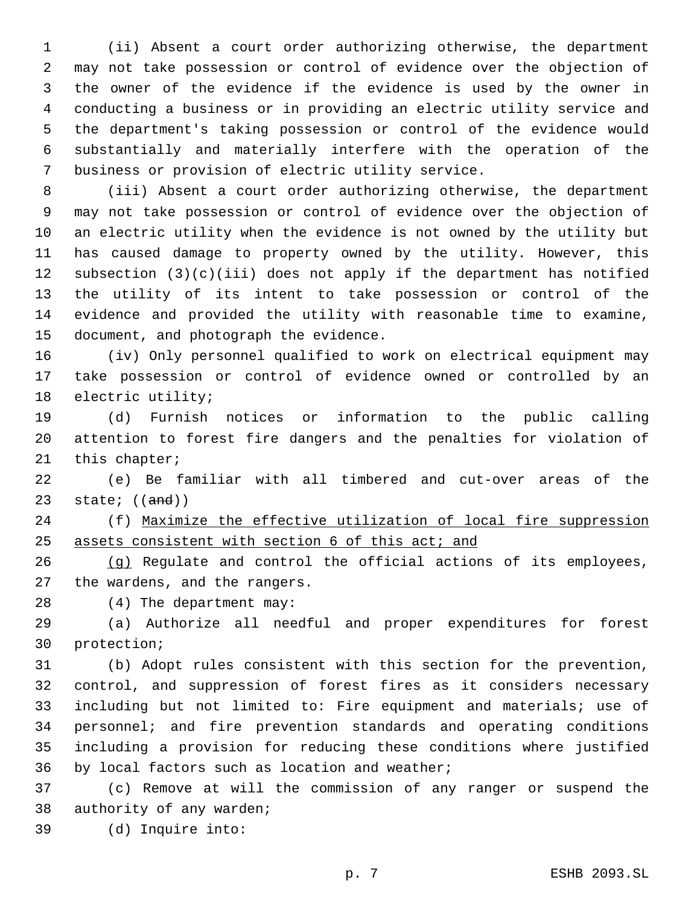(ii) Absent a court order authorizing otherwise, the department may not take possession or control of evidence over the objection of the owner of the evidence if the evidence is used by the owner in conducting a business or in providing an electric utility service and the department's taking possession or control of the evidence would substantially and materially interfere with the operation of the business or provision of electric utility service.

(iii) Absent a court order authorizing otherwise, the department may not take possession or control of evidence over the objection of an electric utility when the evidence is not owned by the utility but has caused damage to property owned by the utility. However, this subsection (3)(c)(iii) does not apply if the department has notified the utility of its intent to take possession or control of the evidence and provided the utility with reasonable time to examine, document, and photograph the evidence.

(iv) Only personnel qualified to work on electrical equipment may take possession or control of evidence owned or controlled by an electric utility;

(d) Furnish notices or information to the public calling attention to forest fire dangers and the penalties for violation of this chapter;

(e) Be familiar with all timbered and cut-over areas of the state; ((~~and~~))

(f) <u>Maximize the effective utilization of local fire suppression assets consistent with section 6 of this act; and</u>

<u>(g)</u> Regulate and control the official actions of its employees, the wardens, and the rangers.

(4) The department may:

(a) Authorize all needful and proper expenditures for forest protection;

(b) Adopt rules consistent with this section for the prevention, control, and suppression of forest fires as it considers necessary including but not limited to: Fire equipment and materials; use of personnel; and fire prevention standards and operating conditions including a provision for reducing these conditions where justified by local factors such as location and weather;

(c) Remove at will the commission of any ranger or suspend the authority of any warden;

(d) Inquire into: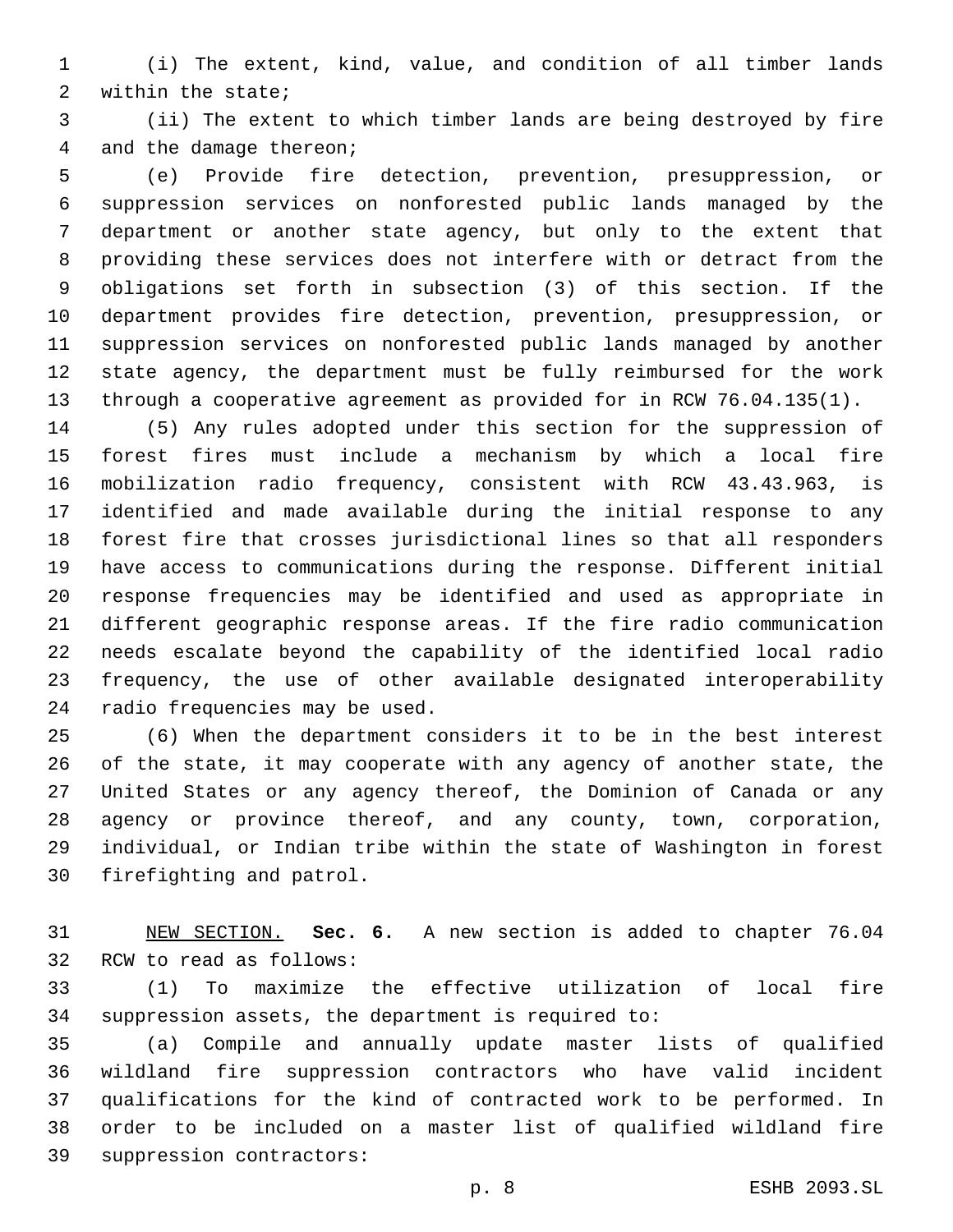(i) The extent, kind, value, and condition of all timber lands within the state;

(ii) The extent to which timber lands are being destroyed by fire and the damage thereon;

(e) Provide fire detection, prevention, presuppression, or suppression services on nonforested public lands managed by the department or another state agency, but only to the extent that providing these services does not interfere with or detract from the obligations set forth in subsection (3) of this section. If the department provides fire detection, prevention, presuppression, or suppression services on nonforested public lands managed by another state agency, the department must be fully reimbursed for the work through a cooperative agreement as provided for in RCW 76.04.135(1).

(5) Any rules adopted under this section for the suppression of forest fires must include a mechanism by which a local fire mobilization radio frequency, consistent with RCW 43.43.963, is identified and made available during the initial response to any forest fire that crosses jurisdictional lines so that all responders have access to communications during the response. Different initial response frequencies may be identified and used as appropriate in different geographic response areas. If the fire radio communication needs escalate beyond the capability of the identified local radio frequency, the use of other available designated interoperability radio frequencies may be used.

(6) When the department considers it to be in the best interest of the state, it may cooperate with any agency of another state, the United States or any agency thereof, the Dominion of Canada or any agency or province thereof, and any county, town, corporation, individual, or Indian tribe within the state of Washington in forest firefighting and patrol.

NEW SECTION. **Sec. 6.** A new section is added to chapter 76.04 RCW to read as follows:

(1) To maximize the effective utilization of local fire suppression assets, the department is required to:

(a) Compile and annually update master lists of qualified wildland fire suppression contractors who have valid incident qualifications for the kind of contracted work to be performed. In order to be included on a master list of qualified wildland fire suppression contractors: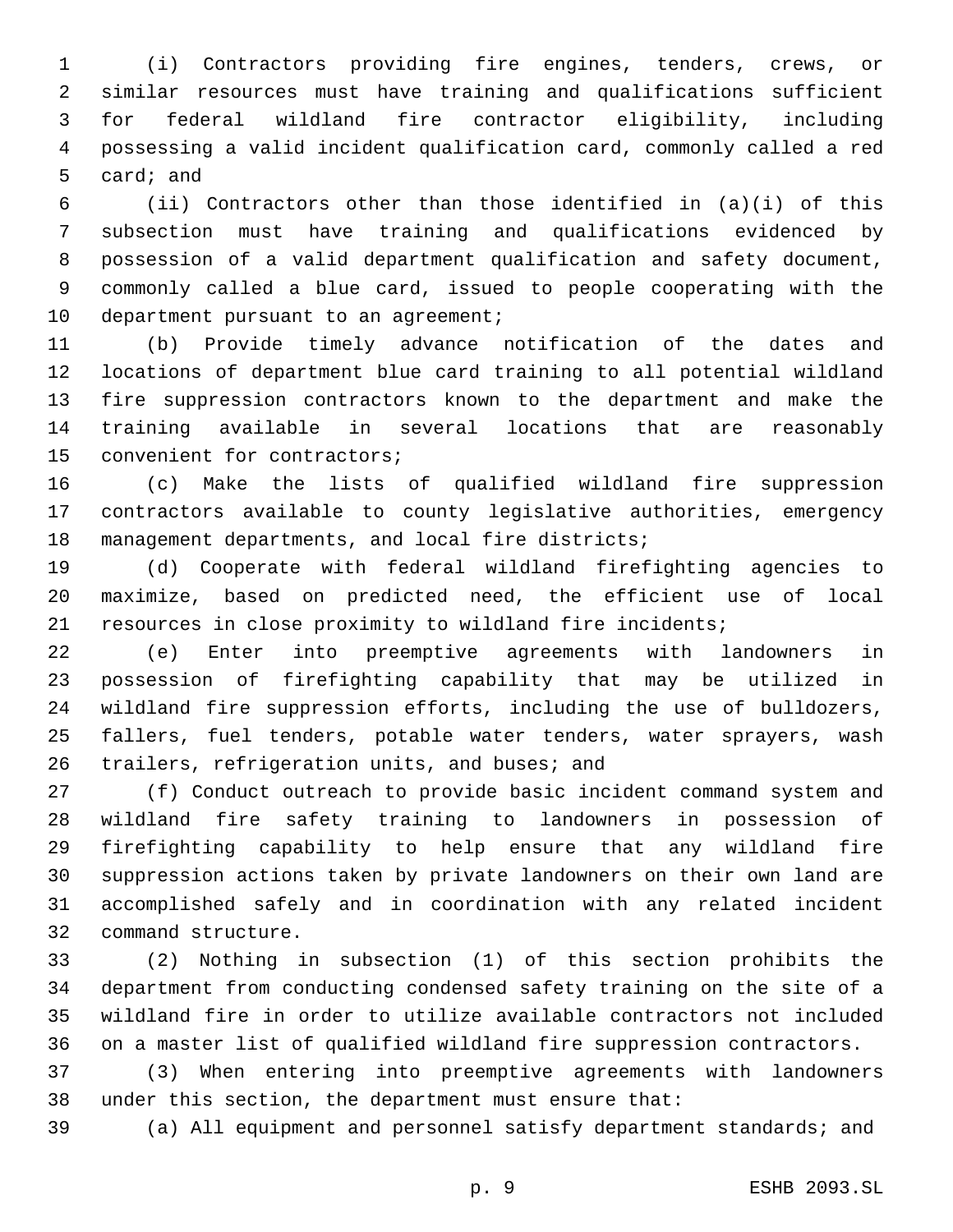(i) Contractors providing fire engines, tenders, crews, or similar resources must have training and qualifications sufficient for federal wildland fire contractor eligibility, including possessing a valid incident qualification card, commonly called a red card; and

(ii) Contractors other than those identified in (a)(i) of this subsection must have training and qualifications evidenced by possession of a valid department qualification and safety document, commonly called a blue card, issued to people cooperating with the department pursuant to an agreement;

(b) Provide timely advance notification of the dates and locations of department blue card training to all potential wildland fire suppression contractors known to the department and make the training available in several locations that are reasonably convenient for contractors;

(c) Make the lists of qualified wildland fire suppression contractors available to county legislative authorities, emergency management departments, and local fire districts;

(d) Cooperate with federal wildland firefighting agencies to maximize, based on predicted need, the efficient use of local resources in close proximity to wildland fire incidents;

(e) Enter into preemptive agreements with landowners in possession of firefighting capability that may be utilized in wildland fire suppression efforts, including the use of bulldozers, fallers, fuel tenders, potable water tenders, water sprayers, wash trailers, refrigeration units, and buses; and

(f) Conduct outreach to provide basic incident command system and wildland fire safety training to landowners in possession of firefighting capability to help ensure that any wildland fire suppression actions taken by private landowners on their own land are accomplished safely and in coordination with any related incident command structure.

(2) Nothing in subsection (1) of this section prohibits the department from conducting condensed safety training on the site of a wildland fire in order to utilize available contractors not included on a master list of qualified wildland fire suppression contractors.

(3) When entering into preemptive agreements with landowners under this section, the department must ensure that:

(a) All equipment and personnel satisfy department standards; and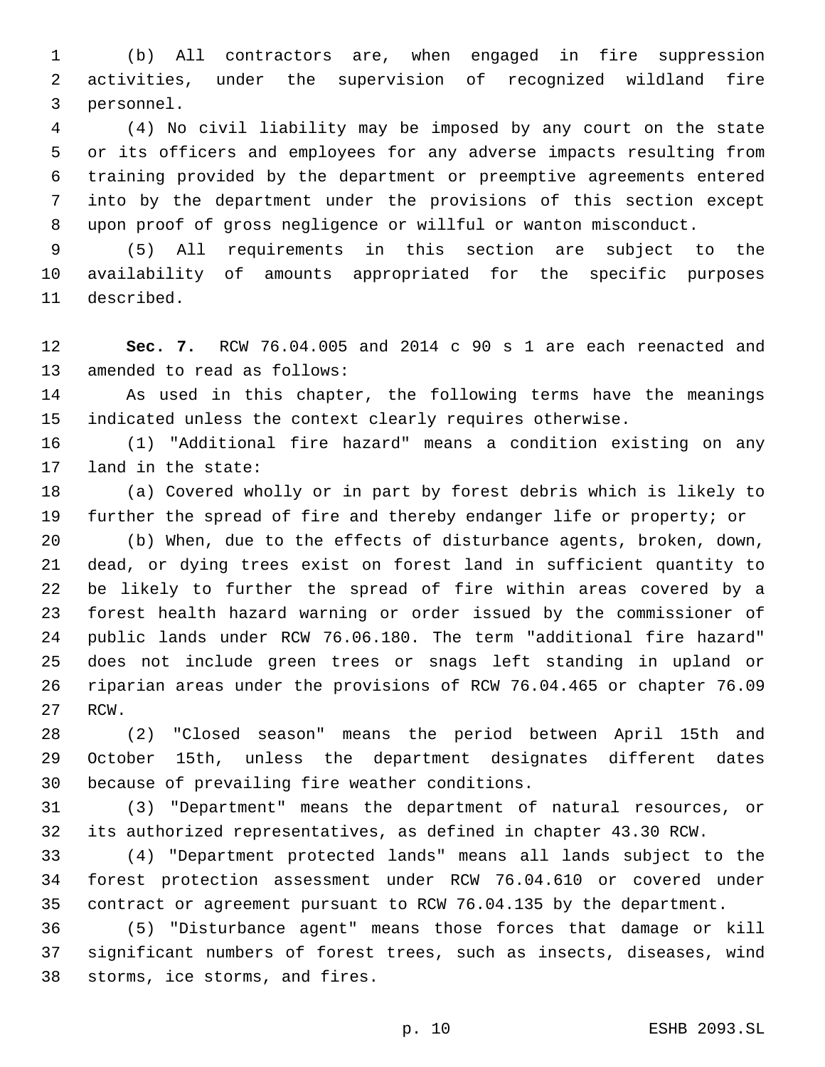(b) All contractors are, when engaged in fire suppression activities, under the supervision of recognized wildland fire personnel.

(4) No civil liability may be imposed by any court on the state or its officers and employees for any adverse impacts resulting from training provided by the department or preemptive agreements entered into by the department under the provisions of this section except upon proof of gross negligence or willful or wanton misconduct.

(5) All requirements in this section are subject to the availability of amounts appropriated for the specific purposes described.

**Sec. 7.** RCW 76.04.005 and 2014 c 90 s 1 are each reenacted and amended to read as follows:

As used in this chapter, the following terms have the meanings indicated unless the context clearly requires otherwise.

(1) "Additional fire hazard" means a condition existing on any land in the state:

(a) Covered wholly or in part by forest debris which is likely to further the spread of fire and thereby endanger life or property; or

(b) When, due to the effects of disturbance agents, broken, down, dead, or dying trees exist on forest land in sufficient quantity to be likely to further the spread of fire within areas covered by a forest health hazard warning or order issued by the commissioner of public lands under RCW 76.06.180. The term "additional fire hazard" does not include green trees or snags left standing in upland or riparian areas under the provisions of RCW 76.04.465 or chapter 76.09 RCW.

(2) "Closed season" means the period between April 15th and October 15th, unless the department designates different dates because of prevailing fire weather conditions.

(3) "Department" means the department of natural resources, or its authorized representatives, as defined in chapter 43.30 RCW.

(4) "Department protected lands" means all lands subject to the forest protection assessment under RCW 76.04.610 or covered under contract or agreement pursuant to RCW 76.04.135 by the department.

(5) "Disturbance agent" means those forces that damage or kill significant numbers of forest trees, such as insects, diseases, wind storms, ice storms, and fires.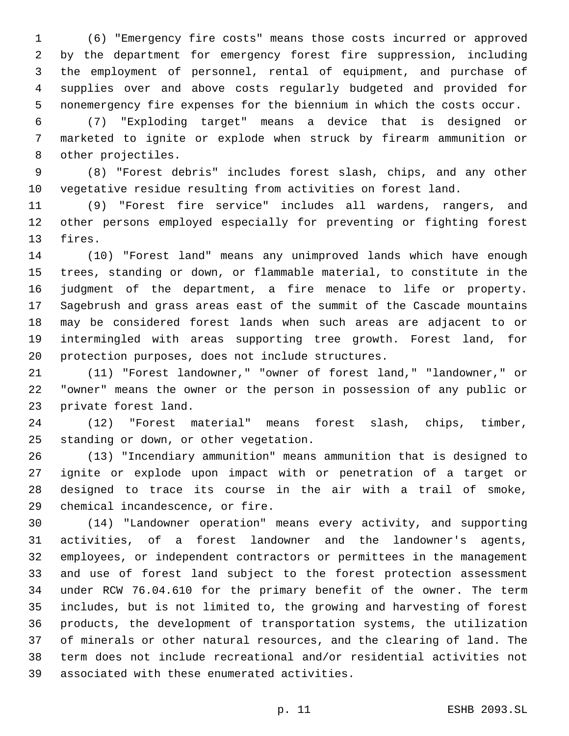(6) "Emergency fire costs" means those costs incurred or approved by the department for emergency forest fire suppression, including the employment of personnel, rental of equipment, and purchase of supplies over and above costs regularly budgeted and provided for nonemergency fire expenses for the biennium in which the costs occur.

(7) "Exploding target" means a device that is designed or marketed to ignite or explode when struck by firearm ammunition or other projectiles.

(8) "Forest debris" includes forest slash, chips, and any other vegetative residue resulting from activities on forest land.

(9) "Forest fire service" includes all wardens, rangers, and other persons employed especially for preventing or fighting forest fires.

(10) "Forest land" means any unimproved lands which have enough trees, standing or down, or flammable material, to constitute in the judgment of the department, a fire menace to life or property. Sagebrush and grass areas east of the summit of the Cascade mountains may be considered forest lands when such areas are adjacent to or intermingled with areas supporting tree growth. Forest land, for protection purposes, does not include structures.

(11) "Forest landowner," "owner of forest land," "landowner," or "owner" means the owner or the person in possession of any public or private forest land.

(12) "Forest material" means forest slash, chips, timber, standing or down, or other vegetation.

(13) "Incendiary ammunition" means ammunition that is designed to ignite or explode upon impact with or penetration of a target or designed to trace its course in the air with a trail of smoke, chemical incandescence, or fire.

(14) "Landowner operation" means every activity, and supporting activities, of a forest landowner and the landowner's agents, employees, or independent contractors or permittees in the management and use of forest land subject to the forest protection assessment under RCW 76.04.610 for the primary benefit of the owner. The term includes, but is not limited to, the growing and harvesting of forest products, the development of transportation systems, the utilization of minerals or other natural resources, and the clearing of land. The term does not include recreational and/or residential activities not associated with these enumerated activities.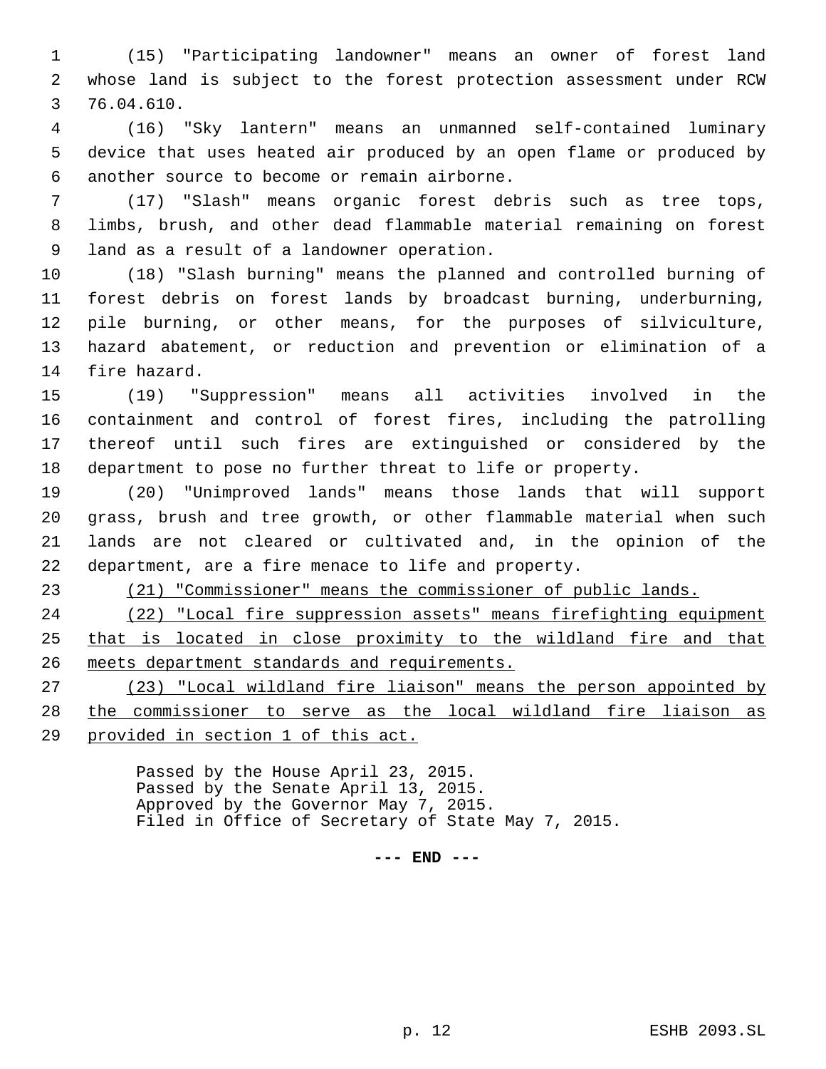(15) "Participating landowner" means an owner of forest land whose land is subject to the forest protection assessment under RCW 76.04.610.

(16) "Sky lantern" means an unmanned self-contained luminary device that uses heated air produced by an open flame or produced by another source to become or remain airborne.

(17) "Slash" means organic forest debris such as tree tops, limbs, brush, and other dead flammable material remaining on forest land as a result of a landowner operation.

(18) "Slash burning" means the planned and controlled burning of forest debris on forest lands by broadcast burning, underburning, pile burning, or other means, for the purposes of silviculture, hazard abatement, or reduction and prevention or elimination of a fire hazard.

(19) "Suppression" means all activities involved in the containment and control of forest fires, including the patrolling thereof until such fires are extinguished or considered by the department to pose no further threat to life or property.

(20) "Unimproved lands" means those lands that will support grass, brush and tree growth, or other flammable material when such lands are not cleared or cultivated and, in the opinion of the department, are a fire menace to life and property.

(21) "Commissioner" means the commissioner of public lands.

(22) "Local fire suppression assets" means firefighting equipment that is located in close proximity to the wildland fire and that meets department standards and requirements.

(23) "Local wildland fire liaison" means the person appointed by the commissioner to serve as the local wildland fire liaison as provided in section 1 of this act.

Passed by the House April 23, 2015.
Passed by the Senate April 13, 2015.
Approved by the Governor May 7, 2015.
Filed in Office of Secretary of State May 7, 2015.

**--- END ---**